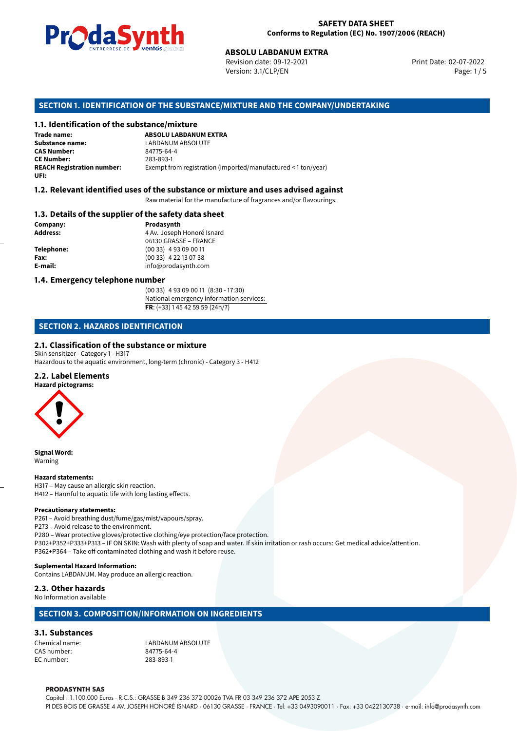**SAFETY DATA SHEET**
**Conforms to Regulation (EC) No. 1907/2006 (REACH)**

**ABSOLU LABDANUM EXTRA**
Revision date: 09-12-2021
Version: 3.1/CLP/EN
Print Date: 02-07-2022

## SECTION 1. IDENTIFICATION OF THE SUBSTANCE/MIXTURE AND THE COMPANY/UNDERTAKING

### 1.1. Identification of the substance/mixture

| | |
|---|---|
| **Trade name:** | **ABSOLU LABDANUM EXTRA** |
| **Substance name:** | LABDANUM ABSOLUTE |
| **CAS Number:** | 84775-64-4 |
| **CE Number:** | 283-893-1 |
| **REACH Registration number:** | Exempt from registration (imported/manufactured < 1 ton/year) |
| **UFI:** | |

### 1.2. Relevant identified uses of the substance or mixture and uses advised against

Raw material for the manufacture of fragrances and/or flavourings.

### 1.3. Details of the supplier of the safety data sheet

| | |
|---|---|
| **Company:** | **Prodasynth** |
| **Address:** | 4 Av. Joseph Honoré Isnard<br>06130 GRASSE – FRANCE |
| **Telephone:** | (00 33) 4 93 09 00 11 |
| **Fax:** | (00 33) 4 22 13 07 38 |
| **E-mail:** | info@prodasynth.com |

### 1.4. Emergency telephone number

(00 33) 4 93 09 00 11 (8:30 - 17:30)
National emergency information services:
**FR**: (+33) 1 45 42 59 59 (24h/7)

## SECTION 2. HAZARDS IDENTIFICATION

### 2.1. Classification of the substance or mixture

Skin sensitizer - Category 1 - H317
Hazardous to the aquatic environment, long-term (chronic) - Category 3 - H412

### 2.2. Label Elements

**Hazard pictograms:**

**Signal Word:**
Warning

**Hazard statements:**
H317 – May cause an allergic skin reaction.
H412 – Harmful to aquatic life with long lasting effects.

**Precautionary statements:**
P261 – Avoid breathing dust/fume/gas/mist/vapours/spray.
P273 – Avoid release to the environment.
P280 – Wear protective gloves/protective clothing/eye protection/face protection.
P302+P352+P333+P313 – IF ON SKIN: Wash with plenty of soap and water. If skin irritation or rash occurs: Get medical advice/attention.
P362+P364 – Take off contaminated clothing and wash it before reuse.

**Suplemental Hazard Information:**
Contains LABDANUM. May produce an allergic reaction.

### 2.3. Other hazards

No Information available

## SECTION 3. COMPOSITION/INFORMATION ON INGREDIENTS

### 3.1. Substances

| | |
|---|---|
| Chemical name: | LABDANUM ABSOLUTE |
| CAS number: | 84775-64-4 |
| EC number: | 283-893-1 |

**PRODASYNTH SAS**
Capital : 1.100.000 Euros · R.C.S.: GRASSE B 349 236 372 00026 TVA FR 03 349 236 372 APE 2053 Z
PI DES BOIS DE GRASSE 4 AV. JOSEPH HONORÉ ISNARD · 06130 GRASSE · FRANCE · Tel: +33 0493090011 · Fax: +33 0422130738 · e-mail: info@prodasynth.com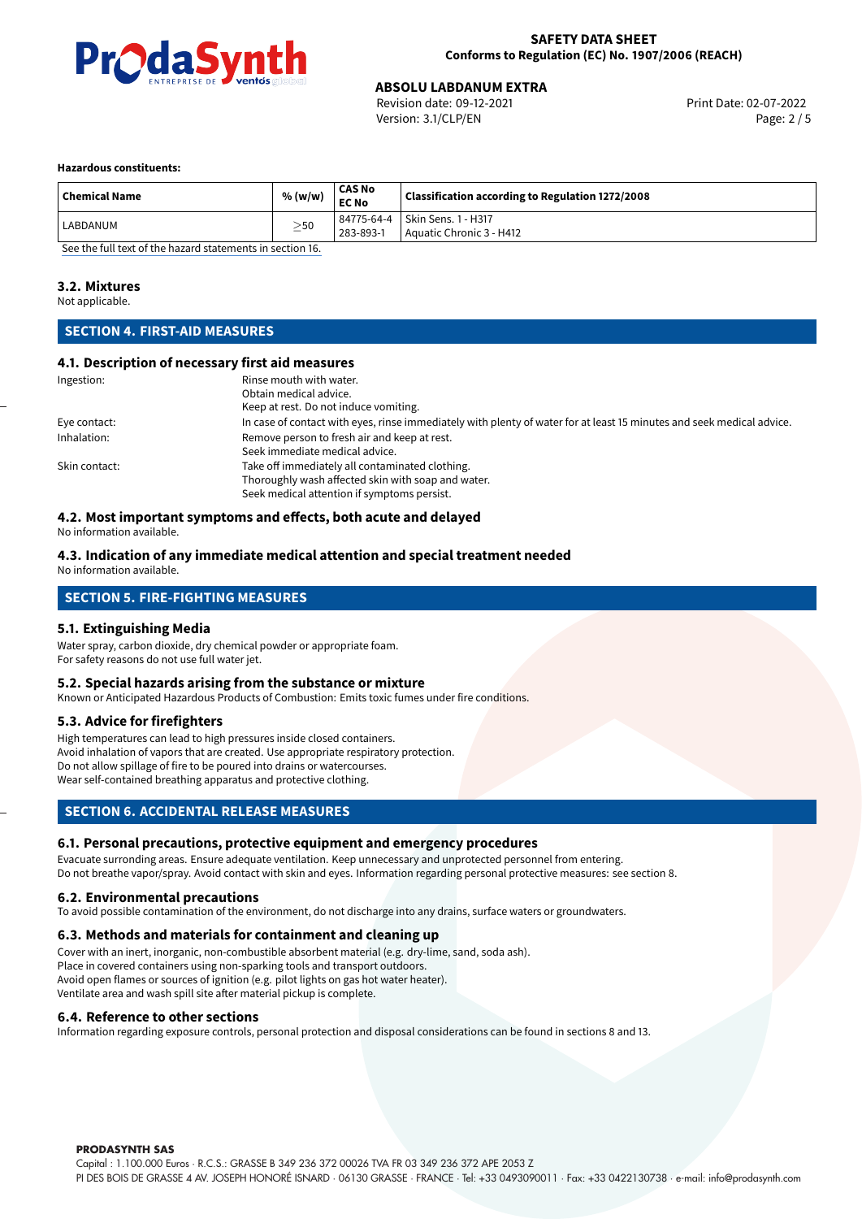**Hazardous constituents:**

| Chemical Name | % (w/w) | CAS No<br>EC No | Classification according to Regulation 1272/2008 |
|---|---|---|---|
| LABDANUM | ≥50 | 84775-64-4<br>283-893-1 | Skin Sens. 1 - H317<br>Aquatic Chronic 3 - H412 |

See the full text of the hazard statements in section 16.

### 3.2. Mixtures

Not applicable.

## SECTION 4. FIRST-AID MEASURES

### 4.1. Description of necessary first aid measures

Ingestion:
Rinse mouth with water.
Obtain medical advice.
Keep at rest. Do not induce vomiting.

Eye contact:
In case of contact with eyes, rinse immediately with plenty of water for at least 15 minutes and seek medical advice.

Inhalation:
Remove person to fresh air and keep at rest.
Seek immediate medical advice.

Skin contact:
Take off immediately all contaminated clothing.
Thoroughly wash affected skin with soap and water.
Seek medical attention if symptoms persist.

### 4.2. Most important symptoms and effects, both acute and delayed

No information available.

### 4.3. Indication of any immediate medical attention and special treatment needed

No information available.

## SECTION 5. FIRE-FIGHTING MEASURES

### 5.1. Extinguishing Media

Water spray, carbon dioxide, dry chemical powder or appropriate foam.
For safety reasons do not use full water jet.

### 5.2. Special hazards arising from the substance or mixture

Known or Anticipated Hazardous Products of Combustion: Emits toxic fumes under fire conditions.

### 5.3. Advice for firefighters

High temperatures can lead to high pressures inside closed containers.
Avoid inhalation of vapors that are created. Use appropriate respiratory protection.
Do not allow spillage of fire to be poured into drains or watercourses.
Wear self-contained breathing apparatus and protective clothing.

## SECTION 6. ACCIDENTAL RELEASE MEASURES

### 6.1. Personal precautions, protective equipment and emergency procedures

Evacuate surronding areas. Ensure adequate ventilation. Keep unnecessary and unprotected personnel from entering.
Do not breathe vapor/spray. Avoid contact with skin and eyes. Information regarding personal protective measures: see section 8.

### 6.2. Environmental precautions

To avoid possible contamination of the environment, do not discharge into any drains, surface waters or groundwaters.

### 6.3. Methods and materials for containment and cleaning up

Cover with an inert, inorganic, non-combustible absorbent material (e.g. dry-lime, sand, soda ash).
Place in covered containers using non-sparking tools and transport outdoors.
Avoid open flames or sources of ignition (e.g. pilot lights on gas hot water heater).
Ventilate area and wash spill site after material pickup is complete.

### 6.4. Reference to other sections

Information regarding exposure controls, personal protection and disposal considerations can be found in sections 8 and 13.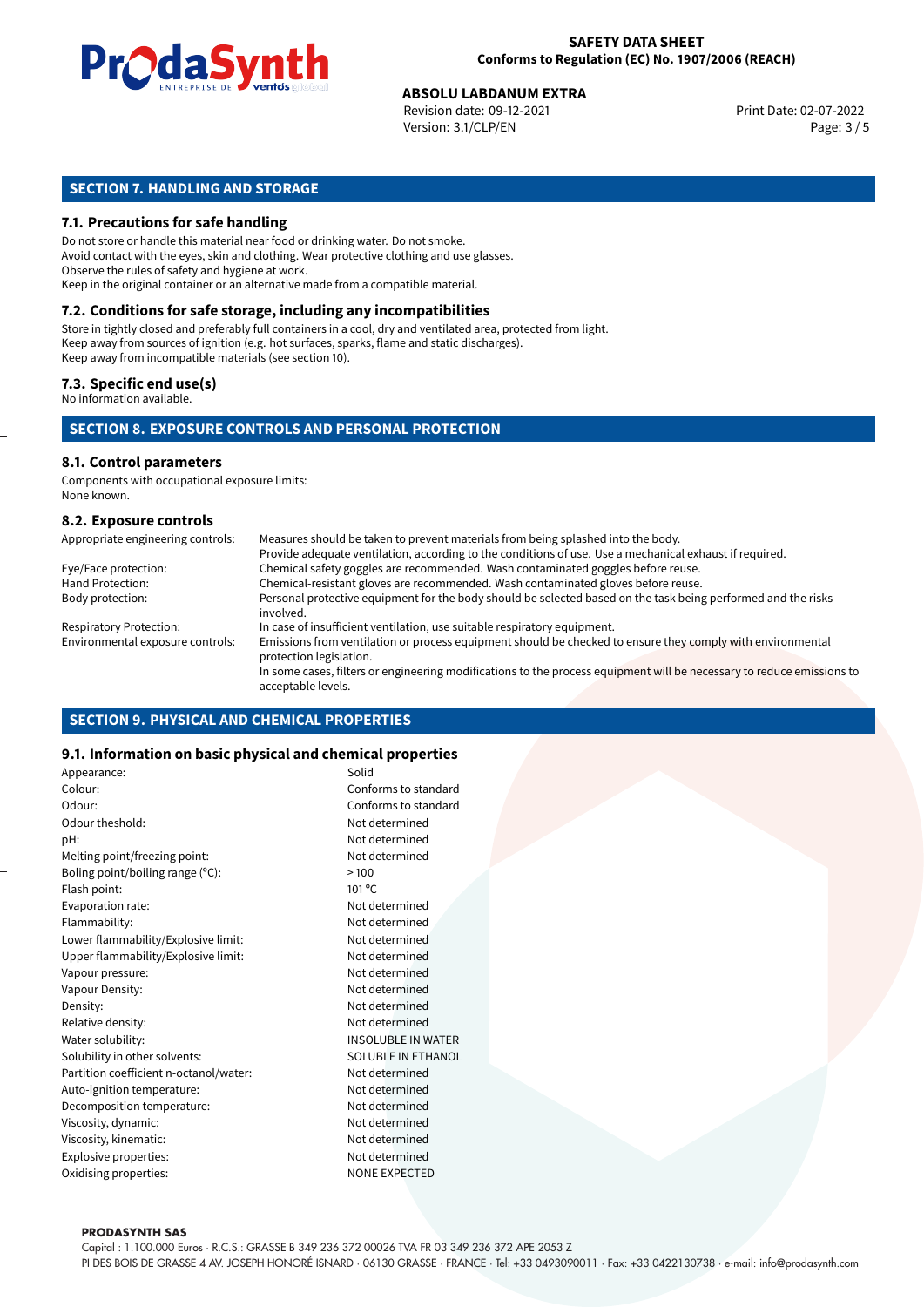## SECTION 7. HANDLING AND STORAGE

### 7.1. Precautions for safe handling

Do not store or handle this material near food or drinking water. Do not smoke.
Avoid contact with the eyes, skin and clothing. Wear protective clothing and use glasses.
Observe the rules of safety and hygiene at work.
Keep in the original container or an alternative made from a compatible material.

### 7.2. Conditions for safe storage, including any incompatibilities

Store in tightly closed and preferably full containers in a cool, dry and ventilated area, protected from light.
Keep away from sources of ignition (e.g. hot surfaces, sparks, flame and static discharges).
Keep away from incompatible materials (see section 10).

### 7.3. Specific end use(s)

No information available.

## SECTION 8. EXPOSURE CONTROLS AND PERSONAL PROTECTION

### 8.1. Control parameters

Components with occupational exposure limits:
None known.

### 8.2. Exposure controls

| | |
|---|---|
| Appropriate engineering controls: | Measures should be taken to prevent materials from being splashed into the body. Provide adequate ventilation, according to the conditions of use. Use a mechanical exhaust if required. |
| Eye/Face protection: | Chemical safety goggles are recommended. Wash contaminated goggles before reuse. |
| Hand Protection: | Chemical-resistant gloves are recommended. Wash contaminated gloves before reuse. |
| Body protection: | Personal protective equipment for the body should be selected based on the task being performed and the risks involved. |
| Respiratory Protection: | In case of insufficient ventilation, use suitable respiratory equipment. |
| Environmental exposure controls: | Emissions from ventilation or process equipment should be checked to ensure they comply with environmental protection legislation. In some cases, filters or engineering modifications to the process equipment will be necessary to reduce emissions to acceptable levels. |

## SECTION 9. PHYSICAL AND CHEMICAL PROPERTIES

### 9.1. Information on basic physical and chemical properties

| | |
|---|---|
| Appearance: | Solid |
| Colour: | Conforms to standard |
| Odour: | Conforms to standard |
| Odour theshold: | Not determined |
| pH: | Not determined |
| Melting point/freezing point: | Not determined |
| Boling point/boiling range (°C): | > 100 |
| Flash point: | 101 °C |
| Evaporation rate: | Not determined |
| Flammability: | Not determined |
| Lower flammability/Explosive limit: | Not determined |
| Upper flammability/Explosive limit: | Not determined |
| Vapour pressure: | Not determined |
| Vapour Density: | Not determined |
| Density: | Not determined |
| Relative density: | Not determined |
| Water solubility: | INSOLUBLE IN WATER |
| Solubility in other solvents: | SOLUBLE IN ETHANOL |
| Partition coefficient n-octanol/water: | Not determined |
| Auto-ignition temperature: | Not determined |
| Decomposition temperature: | Not determined |
| Viscosity, dynamic: | Not determined |
| Viscosity, kinematic: | Not determined |
| Explosive properties: | Not determined |
| Oxidising properties: | NONE EXPECTED |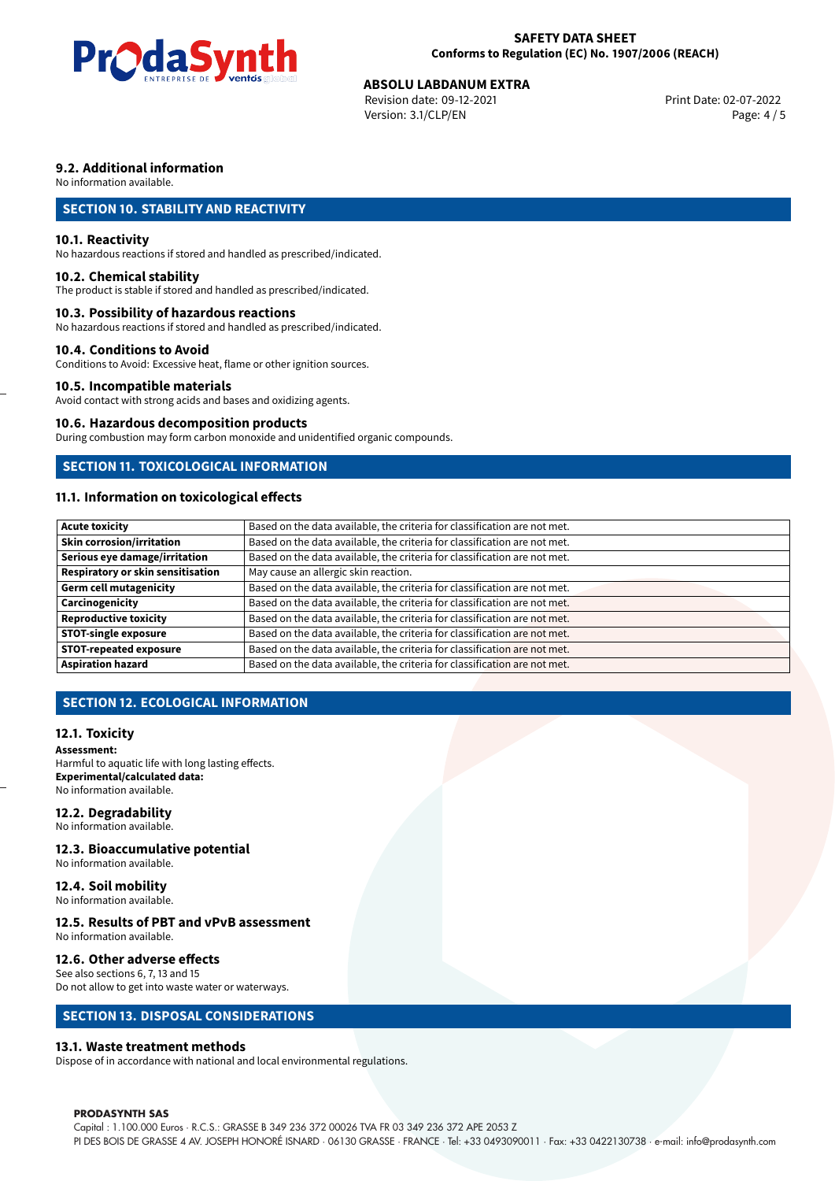### 9.2. Additional information

No information available.

## SECTION 10. STABILITY AND REACTIVITY

### 10.1. Reactivity

No hazardous reactions if stored and handled as prescribed/indicated.

### 10.2. Chemical stability

The product is stable if stored and handled as prescribed/indicated.

### 10.3. Possibility of hazardous reactions

No hazardous reactions if stored and handled as prescribed/indicated.

### 10.4. Conditions to Avoid

Conditions to Avoid: Excessive heat, flame or other ignition sources.

### 10.5. Incompatible materials

Avoid contact with strong acids and bases and oxidizing agents.

### 10.6. Hazardous decomposition products

During combustion may form carbon monoxide and unidentified organic compounds.

## SECTION 11. TOXICOLOGICAL INFORMATION

### 11.1. Information on toxicological effects

| | |
|---|---|
| **Acute toxicity** | Based on the data available, the criteria for classification are not met. |
| **Skin corrosion/irritation** | Based on the data available, the criteria for classification are not met. |
| **Serious eye damage/irritation** | Based on the data available, the criteria for classification are not met. |
| **Respiratory or skin sensitisation** | May cause an allergic skin reaction. |
| **Germ cell mutagenicity** | Based on the data available, the criteria for classification are not met. |
| **Carcinogenicity** | Based on the data available, the criteria for classification are not met. |
| **Reproductive toxicity** | Based on the data available, the criteria for classification are not met. |
| **STOT-single exposure** | Based on the data available, the criteria for classification are not met. |
| **STOT-repeated exposure** | Based on the data available, the criteria for classification are not met. |
| **Aspiration hazard** | Based on the data available, the criteria for classification are not met. |

## SECTION 12. ECOLOGICAL INFORMATION

### 12.1. Toxicity

**Assessment:**
Harmful to aquatic life with long lasting effects.
**Experimental/calculated data:**
No information available.

### 12.2. Degradability

No information available.

### 12.3. Bioaccumulative potential

No information available.

### 12.4. Soil mobility

No information available.

### 12.5. Results of PBT and vPvB assessment

No information available.

### 12.6. Other adverse effects

See also sections 6, 7, 13 and 15
Do not allow to get into waste water or waterways.

## SECTION 13. DISPOSAL CONSIDERATIONS

### 13.1. Waste treatment methods

Dispose of in accordance with national and local environmental regulations.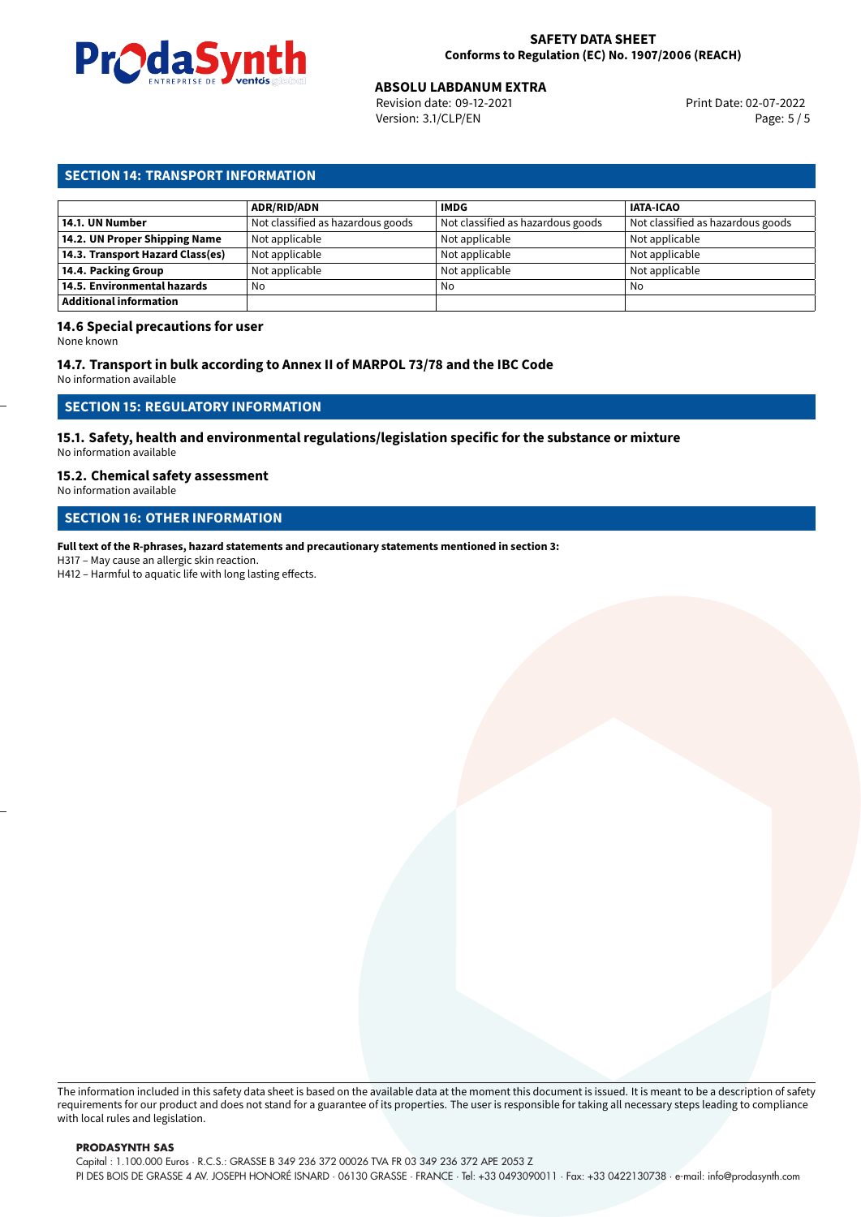## SECTION 14: TRANSPORT INFORMATION

| | ADR/RID/ADN | IMDG | IATA-ICAO |
|---|---|---|---|
| **14.1. UN Number** | Not classified as hazardous goods | Not classified as hazardous goods | Not classified as hazardous goods |
| **14.2. UN Proper Shipping Name** | Not applicable | Not applicable | Not applicable |
| **14.3. Transport Hazard Class(es)** | Not applicable | Not applicable | Not applicable |
| **14.4. Packing Group** | Not applicable | Not applicable | Not applicable |
| **14.5. Environmental hazards** | No | No | No |
| **Additional information** | | | |

### 14.6 Special precautions for user

None known

### 14.7. Transport in bulk according to Annex II of MARPOL 73/78 and the IBC Code

No information available

## SECTION 15: REGULATORY INFORMATION

### 15.1. Safety, health and environmental regulations/legislation specific for the substance or mixture

No information available

### 15.2. Chemical safety assessment

No information available

## SECTION 16: OTHER INFORMATION

**Full text of the R-phrases, hazard statements and precautionary statements mentioned in section 3:**

H317 – May cause an allergic skin reaction.

H412 – Harmful to aquatic life with long lasting effects.

The information included in this safety data sheet is based on the available data at the moment this document is issued. It is meant to be a description of safety requirements for our product and does not stand for a guarantee of its properties. The user is responsible for taking all necessary steps leading to compliance with local rules and legislation.

**PRODASYNTH SAS**

Capital : 1.100.000 Euros · R.C.S.: GRASSE B 349 236 372 00026 TVA FR 03 349 236 372 APE 2053 Z

PI DES BOIS DE GRASSE 4 AV. JOSEPH HONORÉ ISNARD · 06130 GRASSE · FRANCE · Tel: +33 0493090011 · Fax: +33 0422130738 · e-mail: info@prodasynth.com